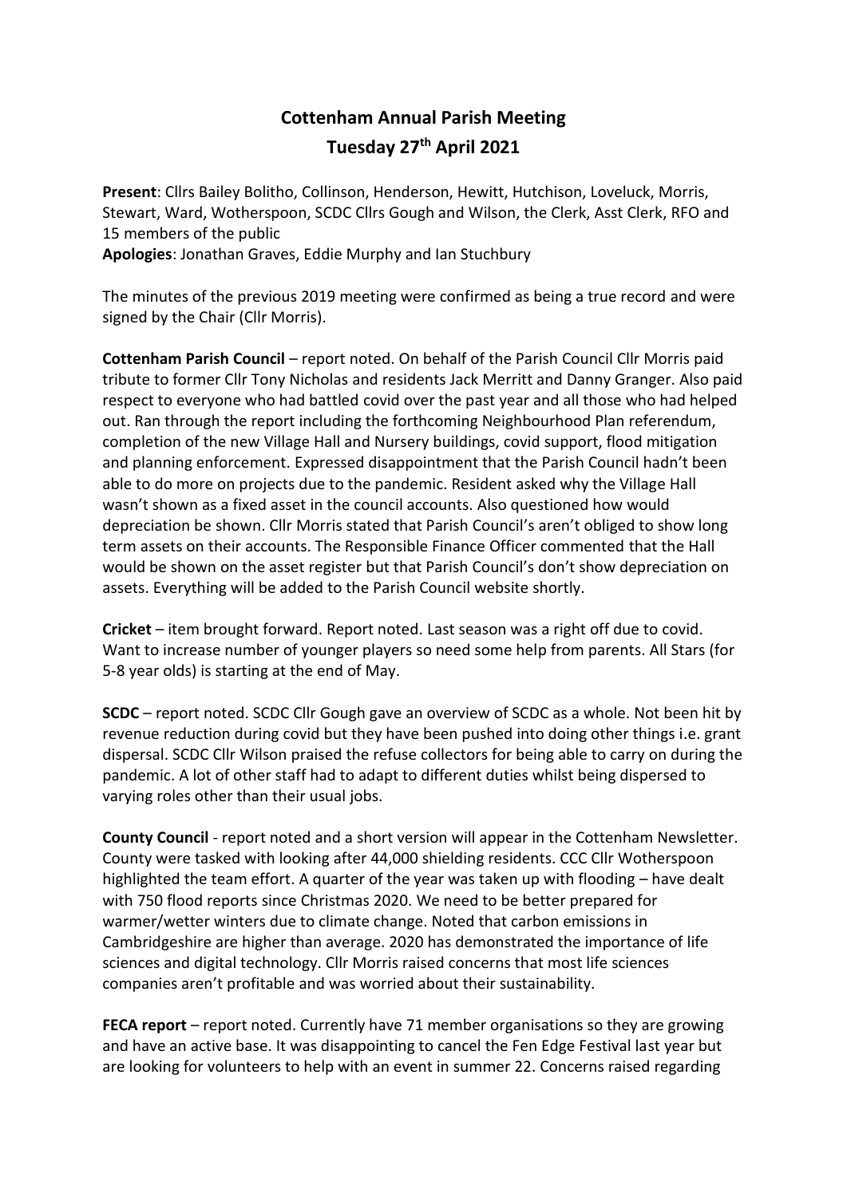# Cottenham Annual Parish Meeting

## Tuesday 27th April 2021

**Present**: Cllrs Bailey Bolitho, Collinson, Henderson, Hewitt, Hutchison, Loveluck, Morris, Stewart, Ward, Wotherspoon, SCDC Cllrs Gough and Wilson, the Clerk, Asst Clerk, RFO and 15 members of the public

**Apologies**: Jonathan Graves, Eddie Murphy and Ian Stuchbury

The minutes of the previous 2019 meeting were confirmed as being a true record and were signed by the Chair (Cllr Morris).

**Cottenham Parish Council** – report noted. On behalf of the Parish Council Cllr Morris paid tribute to former Cllr Tony Nicholas and residents Jack Merritt and Danny Granger. Also paid respect to everyone who had battled covid over the past year and all those who had helped out. Ran through the report including the forthcoming Neighbourhood Plan referendum, completion of the new Village Hall and Nursery buildings, covid support, flood mitigation and planning enforcement. Expressed disappointment that the Parish Council hadn't been able to do more on projects due to the pandemic. Resident asked why the Village Hall wasn't shown as a fixed asset in the council accounts. Also questioned how would depreciation be shown. Cllr Morris stated that Parish Council's aren't obliged to show long term assets on their accounts. The Responsible Finance Officer commented that the Hall would be shown on the asset register but that Parish Council's don't show depreciation on assets. Everything will be added to the Parish Council website shortly.

**Cricket** – item brought forward. Report noted. Last season was a right off due to covid. Want to increase number of younger players so need some help from parents. All Stars (for 5-8 year olds) is starting at the end of May.

**SCDC** – report noted. SCDC Cllr Gough gave an overview of SCDC as a whole. Not been hit by revenue reduction during covid but they have been pushed into doing other things i.e. grant dispersal. SCDC Cllr Wilson praised the refuse collectors for being able to carry on during the pandemic. A lot of other staff had to adapt to different duties whilst being dispersed to varying roles other than their usual jobs.

**County Council** - report noted and a short version will appear in the Cottenham Newsletter. County were tasked with looking after 44,000 shielding residents. CCC Cllr Wotherspoon highlighted the team effort. A quarter of the year was taken up with flooding – have dealt with 750 flood reports since Christmas 2020. We need to be better prepared for warmer/wetter winters due to climate change. Noted that carbon emissions in Cambridgeshire are higher than average. 2020 has demonstrated the importance of life sciences and digital technology. Cllr Morris raised concerns that most life sciences companies aren't profitable and was worried about their sustainability.

**FECA report** – report noted. Currently have 71 member organisations so they are growing and have an active base. It was disappointing to cancel the Fen Edge Festival last year but are looking for volunteers to help with an event in summer 22. Concerns raised regarding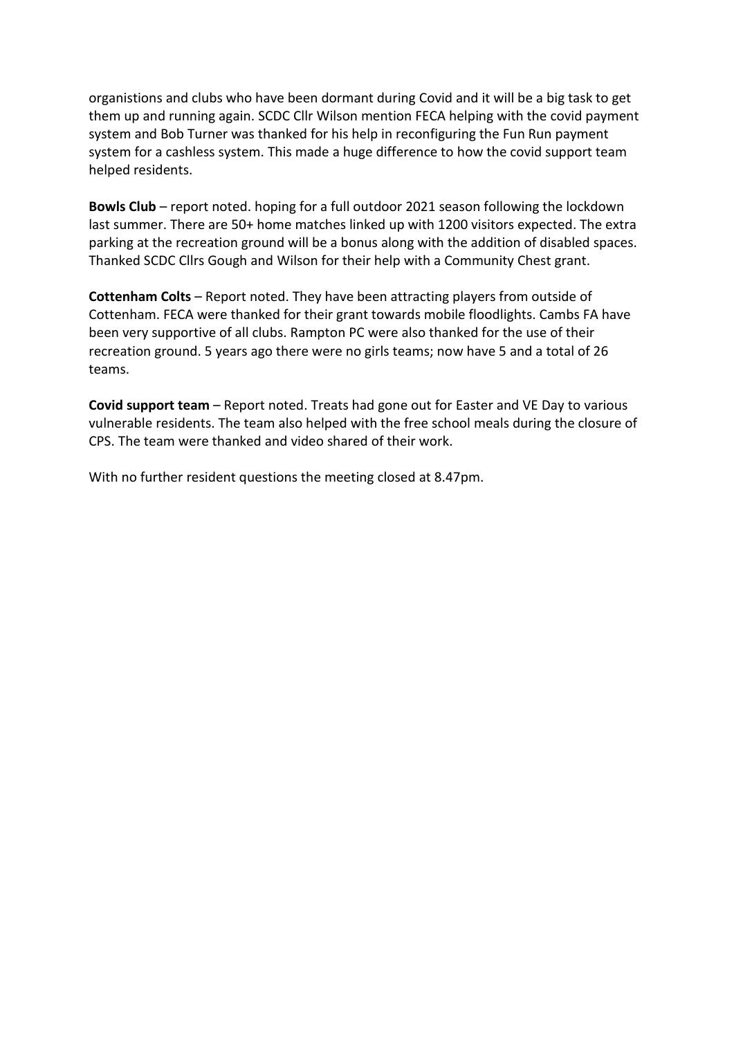organistions and clubs who have been dormant during Covid and it will be a big task to get them up and running again. SCDC Cllr Wilson mention FECA helping with the covid payment system and Bob Turner was thanked for his help in reconfiguring the Fun Run payment system for a cashless system. This made a huge difference to how the covid support team helped residents.

**Bowls Club** – report noted. hoping for a full outdoor 2021 season following the lockdown last summer. There are 50+ home matches linked up with 1200 visitors expected. The extra parking at the recreation ground will be a bonus along with the addition of disabled spaces. Thanked SCDC Cllrs Gough and Wilson for their help with a Community Chest grant.

**Cottenham Colts** – Report noted. They have been attracting players from outside of Cottenham. FECA were thanked for their grant towards mobile floodlights. Cambs FA have been very supportive of all clubs. Rampton PC were also thanked for the use of their recreation ground. 5 years ago there were no girls teams; now have 5 and a total of 26 teams.

**Covid support team** – Report noted. Treats had gone out for Easter and VE Day to various vulnerable residents. The team also helped with the free school meals during the closure of CPS. The team were thanked and video shared of their work.

With no further resident questions the meeting closed at 8.47pm.